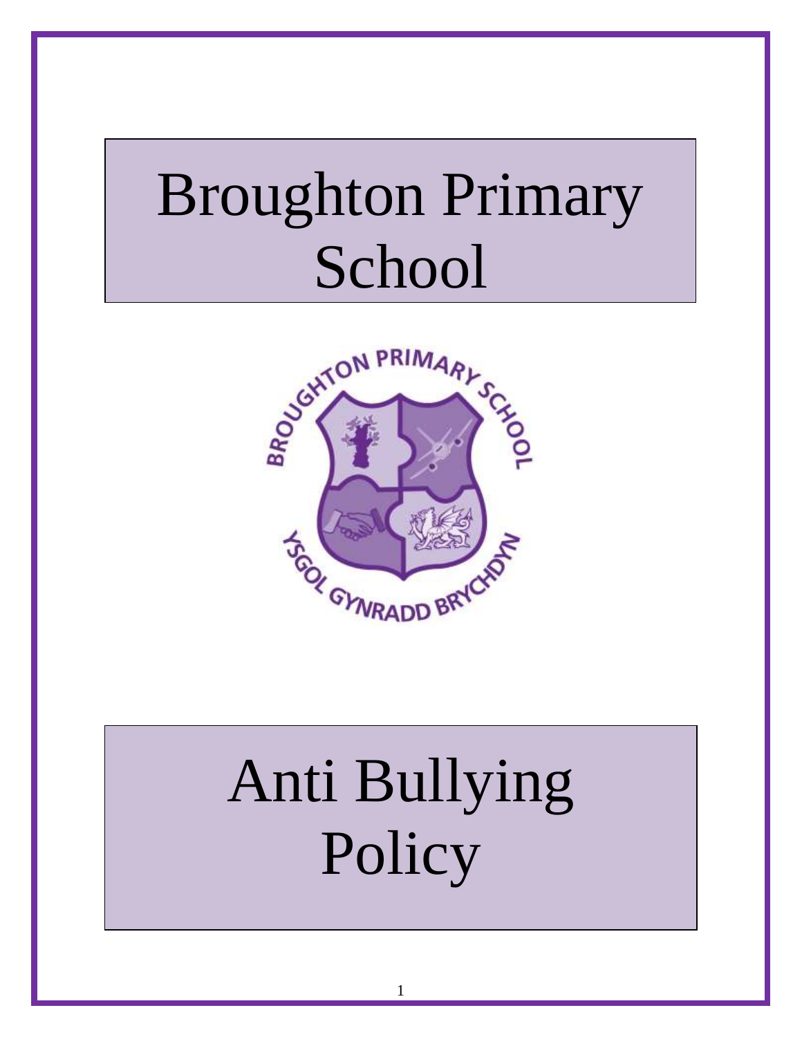# Broughton Primary School

# Anti Bullying Policy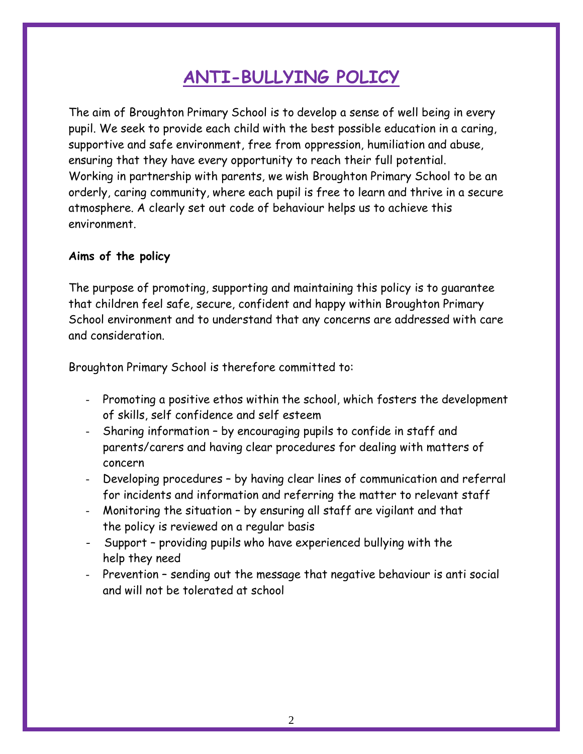# ANTI-BULLYING POLICY

The aim of Broughton Primary School is to develop a sense of well being in every pupil. We seek to provide each child with the best possible education in a caring, supportive and safe environment, free from oppression, humiliation and abuse, ensuring that they have every opportunity to reach their full potential. Working in partnership with parents, we wish Broughton Primary School to be an orderly, caring community, where each pupil is free to learn and thrive in a secure atmosphere. A clearly set out code of behaviour helps us to achieve this environment.

**Aims of the policy**

The purpose of promoting, supporting and maintaining this policy is to guarantee that children feel safe, secure, confident and happy within Broughton Primary School environment and to understand that any concerns are addressed with care and consideration.

Broughton Primary School is therefore committed to:

- Promoting a positive ethos within the school, which fosters the development of skills, self confidence and self esteem
- Sharing information – by encouraging pupils to confide in staff and parents/carers and having clear procedures for dealing with matters of concern
- Developing procedures – by having clear lines of communication and referral for incidents and information and referring the matter to relevant staff
- Monitoring the situation – by ensuring all staff are vigilant and that the policy is reviewed on a regular basis
- Support – providing pupils who have experienced bullying with the help they need
- Prevention – sending out the message that negative behaviour is anti social and will not be tolerated at school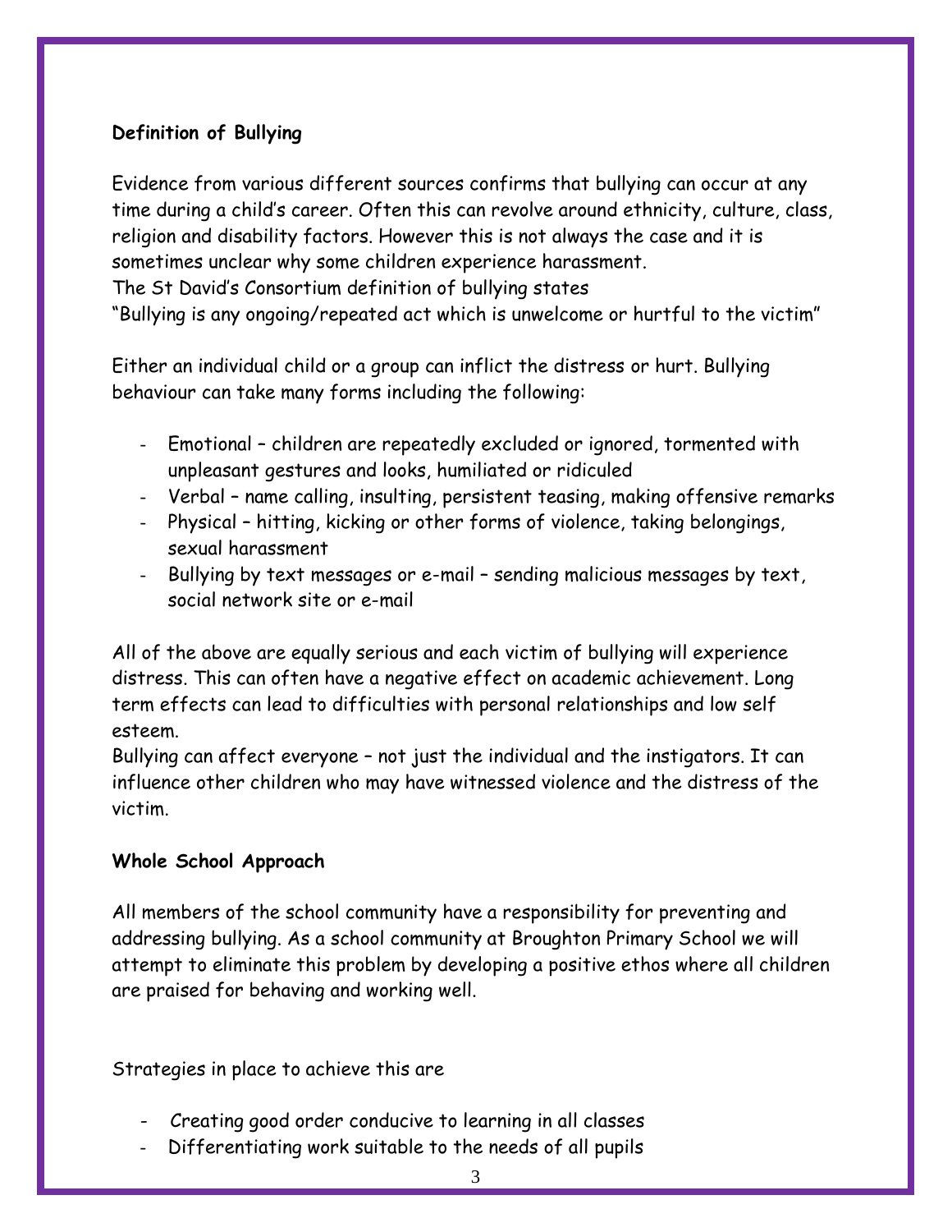**Definition of Bullying**

Evidence from various different sources confirms that bullying can occur at any time during a child's career. Often this can revolve around ethnicity, culture, class, religion and disability factors. However this is not always the case and it is sometimes unclear why some children experience harassment.
The St David's Consortium definition of bullying states
"Bullying is any ongoing/repeated act which is unwelcome or hurtful to the victim"

Either an individual child or a group can inflict the distress or hurt. Bullying behaviour can take many forms including the following:

- Emotional – children are repeatedly excluded or ignored, tormented with unpleasant gestures and looks, humiliated or ridiculed
- Verbal – name calling, insulting, persistent teasing, making offensive remarks
- Physical – hitting, kicking or other forms of violence, taking belongings, sexual harassment
- Bullying by text messages or e-mail – sending malicious messages by text, social network site or e-mail

All of the above are equally serious and each victim of bullying will experience distress. This can often have a negative effect on academic achievement. Long term effects can lead to difficulties with personal relationships and low self esteem.
Bullying can affect everyone – not just the individual and the instigators. It can influence other children who may have witnessed violence and the distress of the victim.

**Whole School Approach**

All members of the school community have a responsibility for preventing and addressing bullying. As a school community at Broughton Primary School we will attempt to eliminate this problem by developing a positive ethos where all children are praised for behaving and working well.

Strategies in place to achieve this are

- Creating good order conducive to learning in all classes
- Differentiating work suitable to the needs of all pupils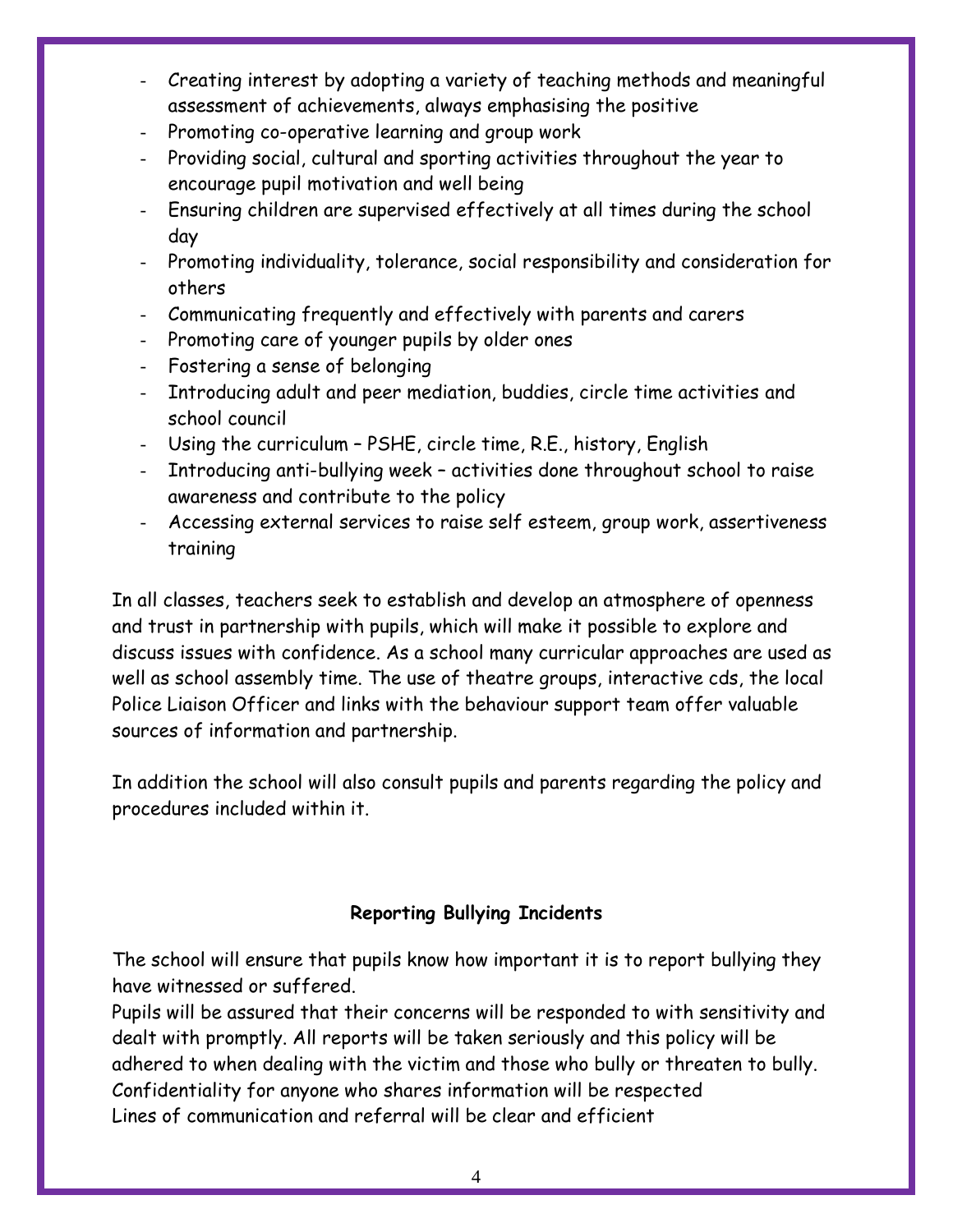- Creating interest by adopting a variety of teaching methods and meaningful assessment of achievements, always emphasising the positive
- Promoting co-operative learning and group work
- Providing social, cultural and sporting activities throughout the year to encourage pupil motivation and well being
- Ensuring children are supervised effectively at all times during the school day
- Promoting individuality, tolerance, social responsibility and consideration for others
- Communicating frequently and effectively with parents and carers
- Promoting care of younger pupils by older ones
- Fostering a sense of belonging
- Introducing adult and peer mediation, buddies, circle time activities and school council
- Using the curriculum – PSHE, circle time, R.E., history, English
- Introducing anti-bullying week – activities done throughout school to raise awareness and contribute to the policy
- Accessing external services to raise self esteem, group work, assertiveness training

In all classes, teachers seek to establish and develop an atmosphere of openness and trust in partnership with pupils, which will make it possible to explore and discuss issues with confidence. As a school many curricular approaches are used as well as school assembly time. The use of theatre groups, interactive cds, the local Police Liaison Officer and links with the behaviour support team offer valuable sources of information and partnership.

In addition the school will also consult pupils and parents regarding the policy and procedures included within it.

**Reporting Bullying Incidents**

The school will ensure that pupils know how important it is to report bullying they have witnessed or suffered.
Pupils will be assured that their concerns will be responded to with sensitivity and dealt with promptly. All reports will be taken seriously and this policy will be adhered to when dealing with the victim and those who bully or threaten to bully.
Confidentiality for anyone who shares information will be respected
Lines of communication and referral will be clear and efficient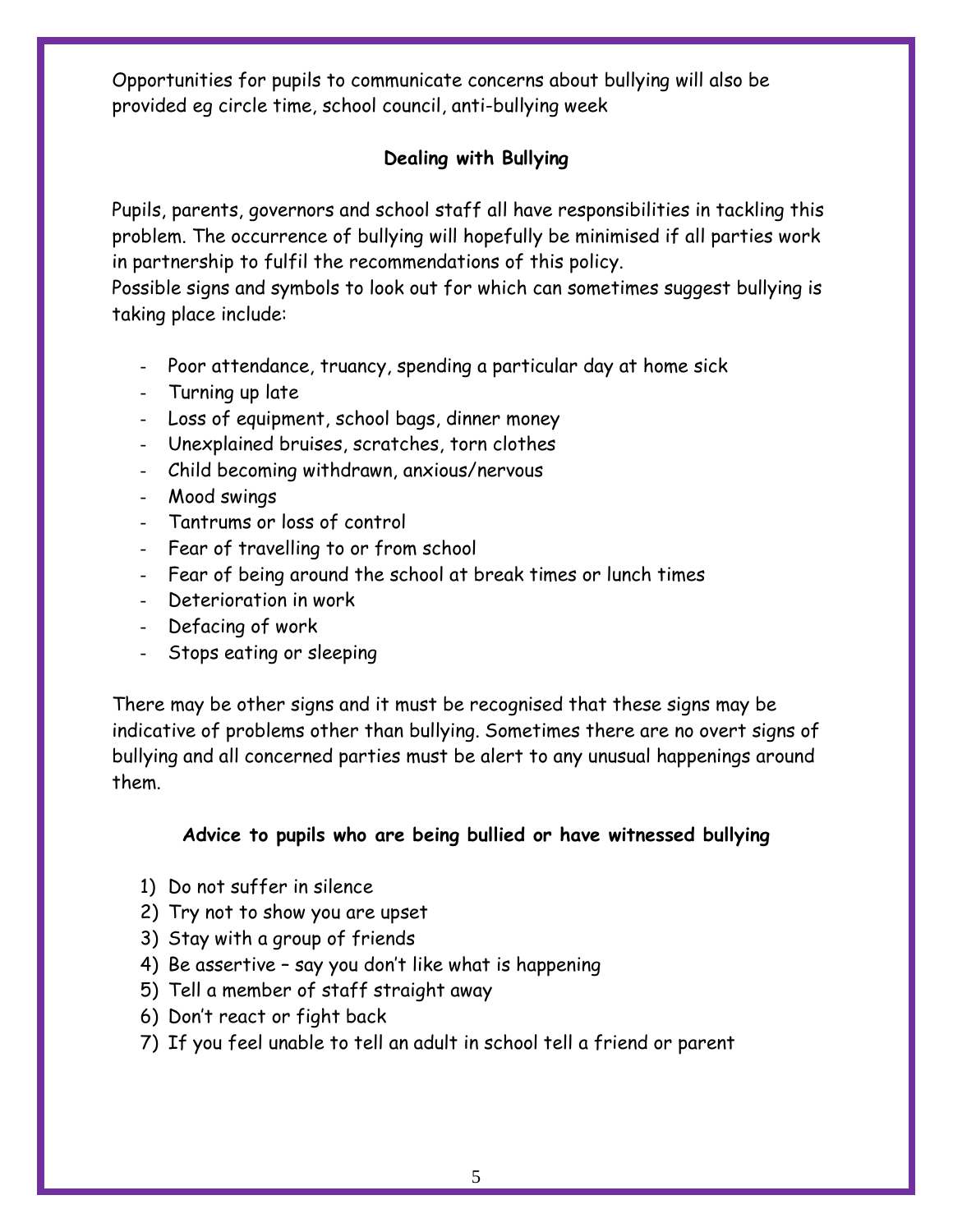Opportunities for pupils to communicate concerns about bullying will also be provided eg circle time, school council, anti-bullying week

## Dealing with Bullying

Pupils, parents, governors and school staff all have responsibilities in tackling this problem. The occurrence of bullying will hopefully be minimised if all parties work in partnership to fulfil the recommendations of this policy.
Possible signs and symbols to look out for which can sometimes suggest bullying is taking place include:

- Poor attendance, truancy, spending a particular day at home sick
- Turning up late
- Loss of equipment, school bags, dinner money
- Unexplained bruises, scratches, torn clothes
- Child becoming withdrawn, anxious/nervous
- Mood swings
- Tantrums or loss of control
- Fear of travelling to or from school
- Fear of being around the school at break times or lunch times
- Deterioration in work
- Defacing of work
- Stops eating or sleeping

There may be other signs and it must be recognised that these signs may be indicative of problems other than bullying. Sometimes there are no overt signs of bullying and all concerned parties must be alert to any unusual happenings around them.

## Advice to pupils who are being bullied or have witnessed bullying

1) Do not suffer in silence
2) Try not to show you are upset
3) Stay with a group of friends
4) Be assertive – say you don't like what is happening
5) Tell a member of staff straight away
6) Don't react or fight back
7) If you feel unable to tell an adult in school tell a friend or parent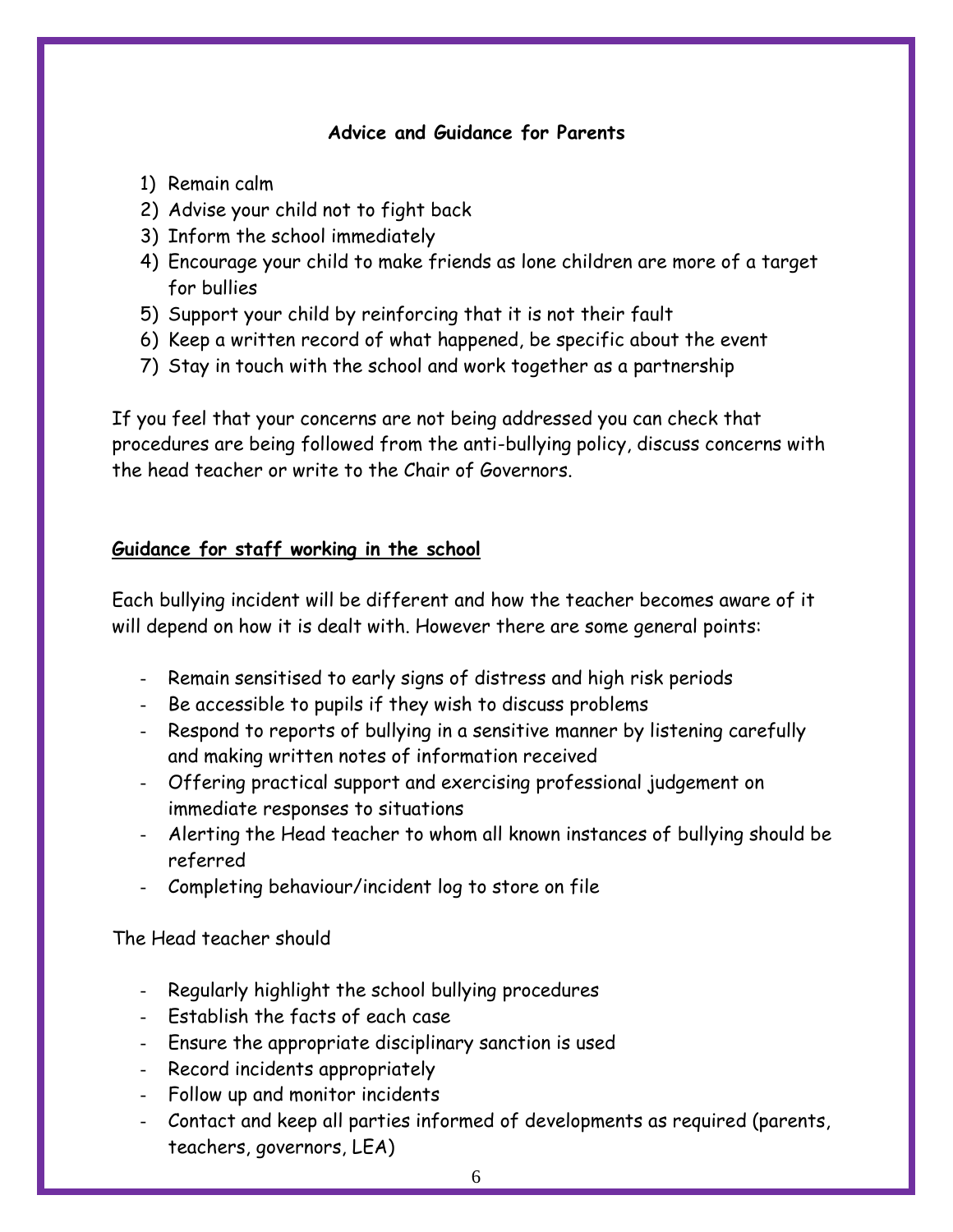**Advice and Guidance for Parents**

1) Remain calm
2) Advise your child not to fight back
3) Inform the school immediately
4) Encourage your child to make friends as lone children are more of a target for bullies
5) Support your child by reinforcing that it is not their fault
6) Keep a written record of what happened, be specific about the event
7) Stay in touch with the school and work together as a partnership

If you feel that your concerns are not being addressed you can check that procedures are being followed from the anti-bullying policy, discuss concerns with the head teacher or write to the Chair of Governors.

**Guidance for staff working in the school**

Each bullying incident will be different and how the teacher becomes aware of it will depend on how it is dealt with. However there are some general points:

- Remain sensitised to early signs of distress and high risk periods
- Be accessible to pupils if they wish to discuss problems
- Respond to reports of bullying in a sensitive manner by listening carefully and making written notes of information received
- Offering practical support and exercising professional judgement on immediate responses to situations
- Alerting the Head teacher to whom all known instances of bullying should be referred
- Completing behaviour/incident log to store on file

The Head teacher should

- Regularly highlight the school bullying procedures
- Establish the facts of each case
- Ensure the appropriate disciplinary sanction is used
- Record incidents appropriately
- Follow up and monitor incidents
- Contact and keep all parties informed of developments as required (parents, teachers, governors, LEA)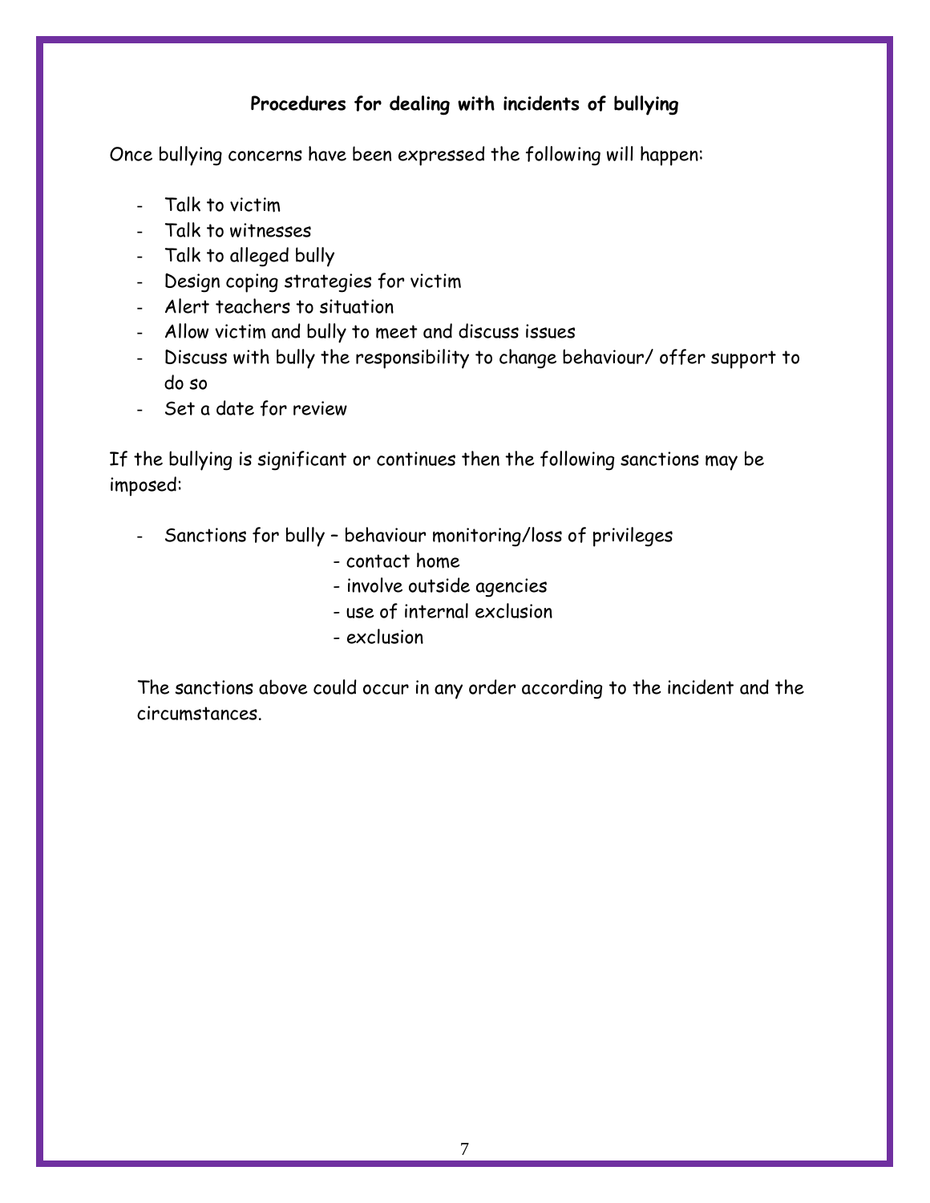### Procedures for dealing with incidents of bullying

Once bullying concerns have been expressed the following will happen:

- Talk to victim
- Talk to witnesses
- Talk to alleged bully
- Design coping strategies for victim
- Alert teachers to situation
- Allow victim and bully to meet and discuss issues
- Discuss with bully the responsibility to change behaviour/ offer support to do so
- Set a date for review

If the bullying is significant or continues then the following sanctions may be imposed:

- Sanctions for bully – behaviour monitoring/loss of privileges
  - contact home
  - involve outside agencies
  - use of internal exclusion
  - exclusion

The sanctions above could occur in any order according to the incident and the circumstances.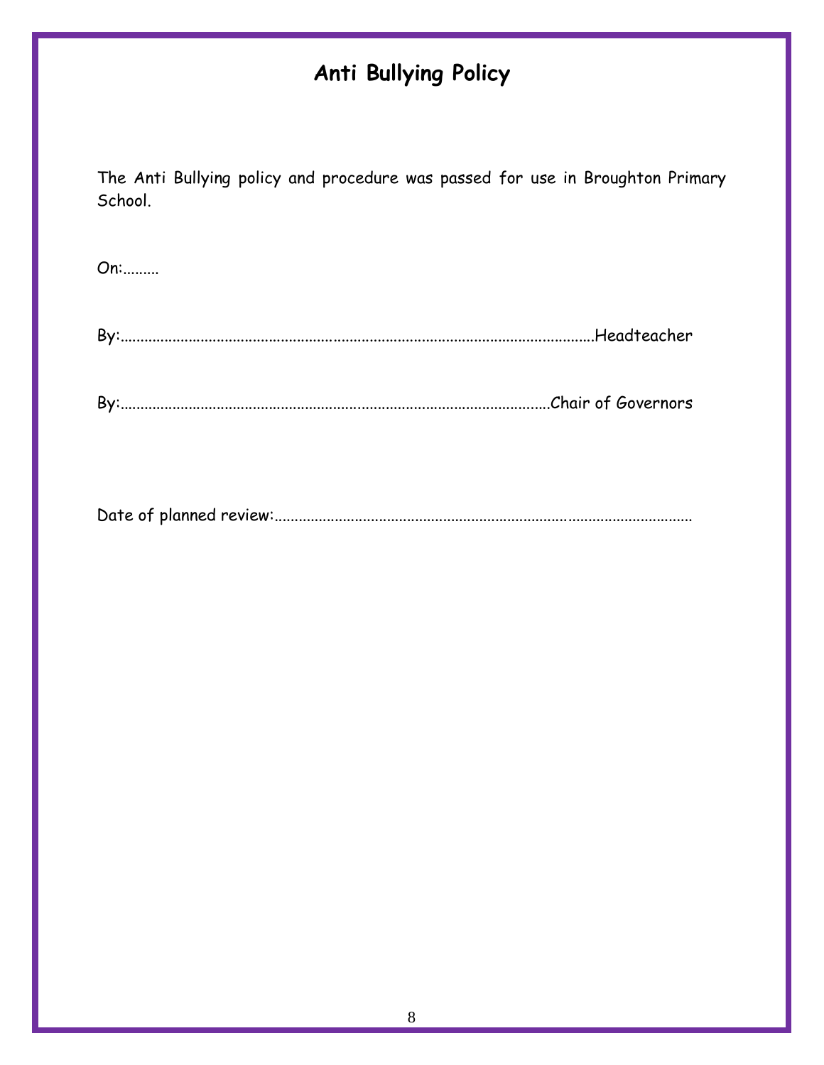# Anti Bullying Policy

The Anti Bullying policy and procedure was passed for use in Broughton Primary School.

On:.........

By:.......................................................................................................................Headteacher

By:............................................................................................................Chair of Governors

Date of planned review:.....................................................................................................